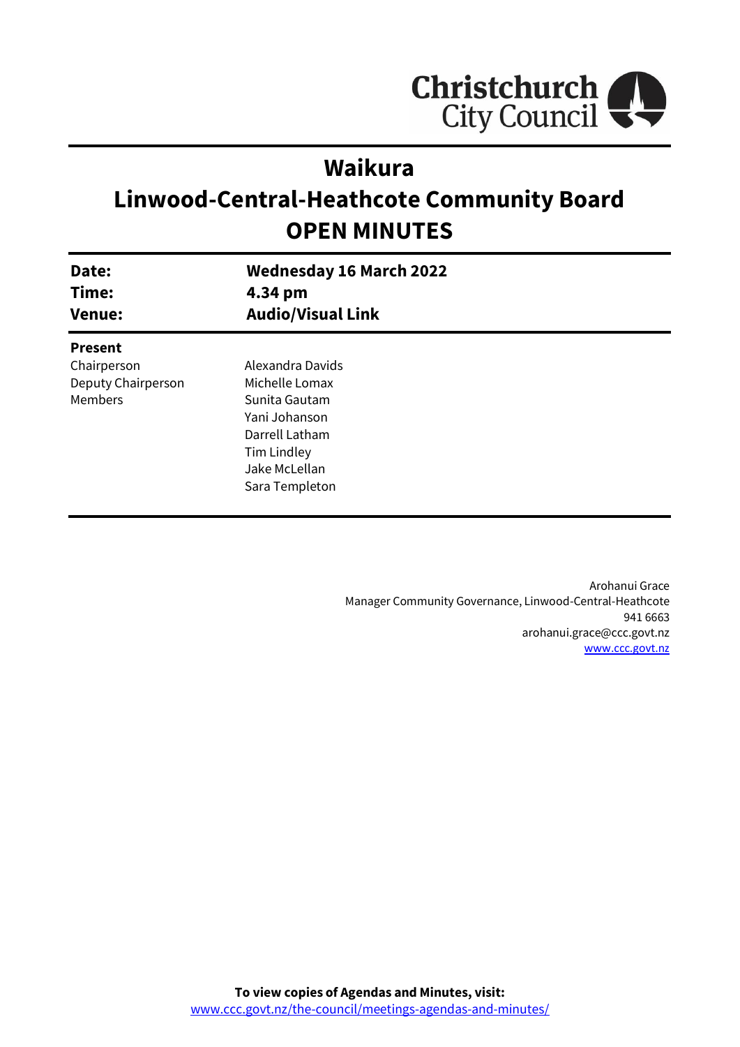Christchurch City Council

# Waikura
# Linwood-Central-Heathcote Community Board
# OPEN MINUTES

| | |
|---|---|
| **Date:** | **Wednesday 16 March 2022** |
| **Time:** | **4.34 pm** |
| **Venue:** | **Audio/Visual Link** |

**Present**

| | |
|---|---|
| Chairperson | Alexandra Davids |
| Deputy Chairperson | Michelle Lomax |
| Members | Sunita Gautam |
| | Yani Johanson |
| | Darrell Latham |
| | Tim Lindley |
| | Jake McLellan |
| | Sara Templeton |

Arohanui Grace
Manager Community Governance, Linwood-Central-Heathcote
941 6663
arohanui.grace@ccc.govt.nz
www.ccc.govt.nz

**To view copies of Agendas and Minutes, visit:**
www.ccc.govt.nz/the-council/meetings-agendas-and-minutes/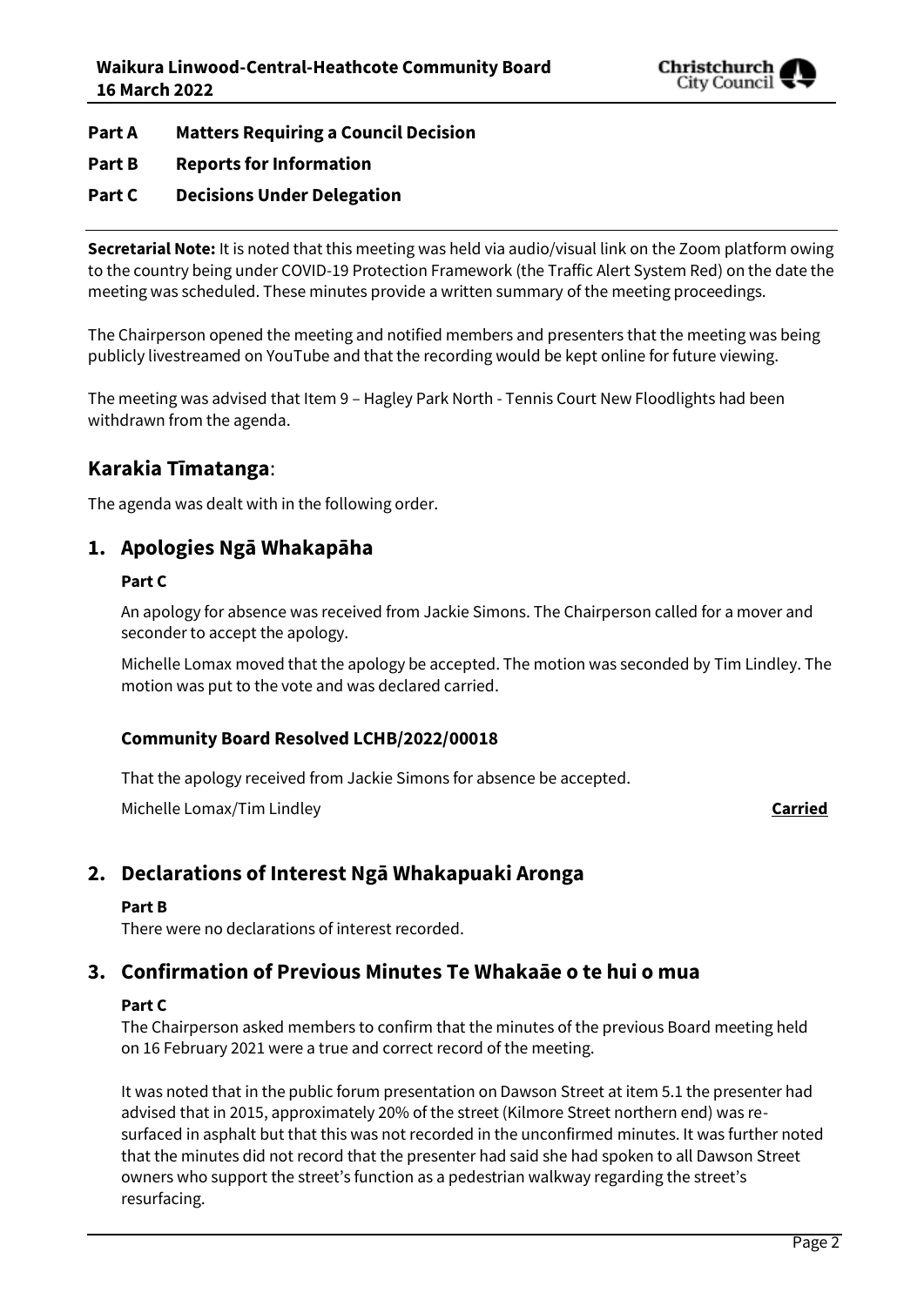**Part A Matters Requiring a Council Decision**

**Part B Reports for Information**

**Part C Decisions Under Delegation**

**Secretarial Note:** It is noted that this meeting was held via audio/visual link on the Zoom platform owing to the country being under COVID-19 Protection Framework (the Traffic Alert System Red) on the date the meeting was scheduled. These minutes provide a written summary of the meeting proceedings.

The Chairperson opened the meeting and notified members and presenters that the meeting was being publicly livestreamed on YouTube and that the recording would be kept online for future viewing.

The meeting was advised that Item 9 – Hagley Park North - Tennis Court New Floodlights had been withdrawn from the agenda.

## Karakia Tīmatanga:

The agenda was dealt with in the following order.

## 1. Apologies Ngā Whakapāha

**Part C**

An apology for absence was received from Jackie Simons. The Chairperson called for a mover and seconder to accept the apology.

Michelle Lomax moved that the apology be accepted. The motion was seconded by Tim Lindley. The motion was put to the vote and was declared carried.

### Community Board Resolved LCHB/2022/00018

That the apology received from Jackie Simons for absence be accepted.

Michelle Lomax/Tim Lindley **Carried**

## 2. Declarations of Interest Ngā Whakapuaki Aronga

**Part B**

There were no declarations of interest recorded.

## 3. Confirmation of Previous Minutes Te Whakaāe o te hui o mua

**Part C**

The Chairperson asked members to confirm that the minutes of the previous Board meeting held on 16 February 2021 were a true and correct record of the meeting.

It was noted that in the public forum presentation on Dawson Street at item 5.1 the presenter had advised that in 2015, approximately 20% of the street (Kilmore Street northern end) was re-surfaced in asphalt but that this was not recorded in the unconfirmed minutes. It was further noted that the minutes did not record that the presenter had said she had spoken to all Dawson Street owners who support the street's function as a pedestrian walkway regarding the street's resurfacing.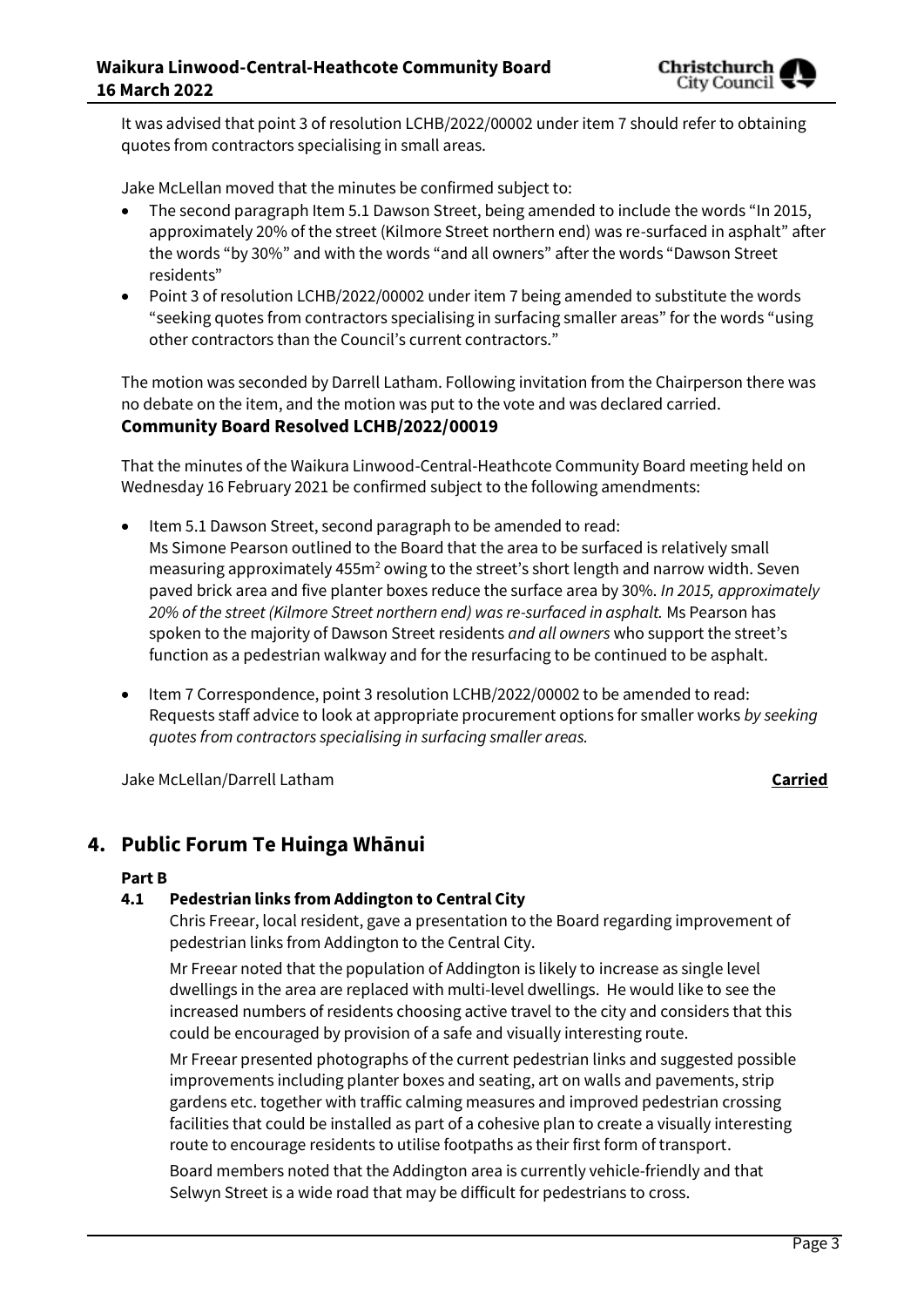It was advised that point 3 of resolution LCHB/2022/00002 under item 7 should refer to obtaining quotes from contractors specialising in small areas.

Jake McLellan moved that the minutes be confirmed subject to:

- The second paragraph Item 5.1 Dawson Street, being amended to include the words "In 2015, approximately 20% of the street (Kilmore Street northern end) was re-surfaced in asphalt" after the words "by 30%" and with the words "and all owners" after the words "Dawson Street residents"
- Point 3 of resolution LCHB/2022/00002 under item 7 being amended to substitute the words "seeking quotes from contractors specialising in surfacing smaller areas" for the words "using other contractors than the Council's current contractors."

The motion was seconded by Darrell Latham. Following invitation from the Chairperson there was no debate on the item, and the motion was put to the vote and was declared carried.

**Community Board Resolved LCHB/2022/00019**

That the minutes of the Waikura Linwood-Central-Heathcote Community Board meeting held on Wednesday 16 February 2021 be confirmed subject to the following amendments:

- Item 5.1 Dawson Street, second paragraph to be amended to read:
  Ms Simone Pearson outlined to the Board that the area to be surfaced is relatively small measuring approximately 455m$^2$ owing to the street's short length and narrow width. Seven paved brick area and five planter boxes reduce the surface area by 30%. *In 2015, approximately 20% of the street (Kilmore Street northern end) was re-surfaced in asphalt.* Ms Pearson has spoken to the majority of Dawson Street residents *and all owners* who support the street's function as a pedestrian walkway and for the resurfacing to be continued to be asphalt.

- Item 7 Correspondence, point 3 resolution LCHB/2022/00002 to be amended to read:
  Requests staff advice to look at appropriate procurement options for smaller works *by seeking quotes from contractors specialising in surfacing smaller areas.*

Jake McLellan/Darrell Latham **Carried**

## 4. Public Forum Te Huinga Whānui

**Part B**

### 4.1 Pedestrian links from Addington to Central City

Chris Freear, local resident, gave a presentation to the Board regarding improvement of pedestrian links from Addington to the Central City.

Mr Freear noted that the population of Addington is likely to increase as single level dwellings in the area are replaced with multi-level dwellings. He would like to see the increased numbers of residents choosing active travel to the city and considers that this could be encouraged by provision of a safe and visually interesting route.

Mr Freear presented photographs of the current pedestrian links and suggested possible improvements including planter boxes and seating, art on walls and pavements, strip gardens etc. together with traffic calming measures and improved pedestrian crossing facilities that could be installed as part of a cohesive plan to create a visually interesting route to encourage residents to utilise footpaths as their first form of transport.

Board members noted that the Addington area is currently vehicle-friendly and that Selwyn Street is a wide road that may be difficult for pedestrians to cross.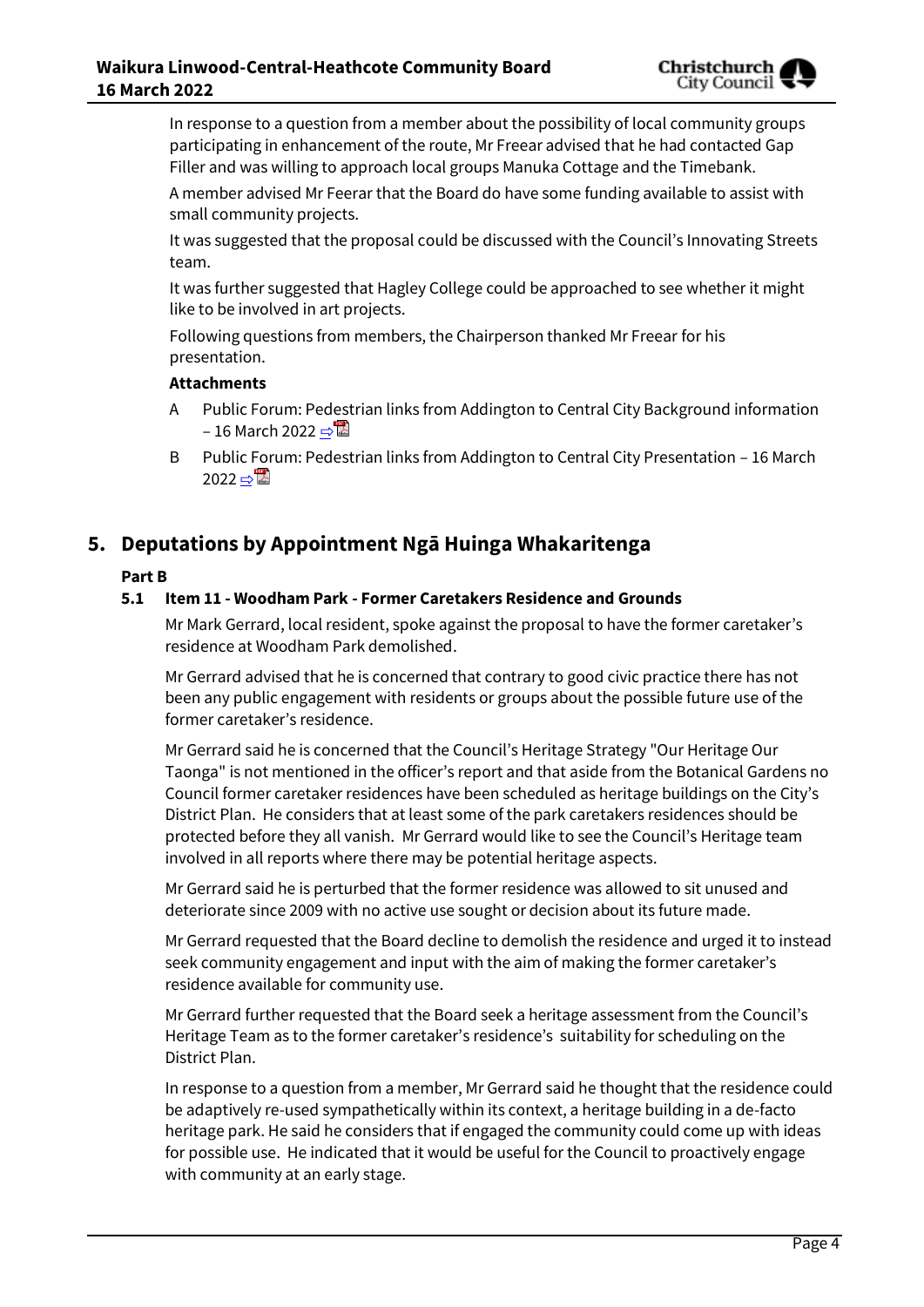In response to a question from a member about the possibility of local community groups participating in enhancement of the route, Mr Freear advised that he had contacted Gap Filler and was willing to approach local groups Manuka Cottage and the Timebank.

A member advised Mr Feerar that the Board do have some funding available to assist with small community projects.

It was suggested that the proposal could be discussed with the Council's Innovating Streets team.

It was further suggested that Hagley College could be approached to see whether it might like to be involved in art projects.

Following questions from members, the Chairperson thanked Mr Freear for his presentation.

**Attachments**

A Public Forum: Pedestrian links from Addington to Central City Background information – 16 March 2022

B Public Forum: Pedestrian links from Addington to Central City Presentation – 16 March 2022

## 5. Deputations by Appointment Ngā Huinga Whakaritenga

**Part B**

### 5.1 Item 11 - Woodham Park - Former Caretakers Residence and Grounds

Mr Mark Gerrard, local resident, spoke against the proposal to have the former caretaker's residence at Woodham Park demolished.

Mr Gerrard advised that he is concerned that contrary to good civic practice there has not been any public engagement with residents or groups about the possible future use of the former caretaker's residence.

Mr Gerrard said he is concerned that the Council's Heritage Strategy "Our Heritage Our Taonga" is not mentioned in the officer's report and that aside from the Botanical Gardens no Council former caretaker residences have been scheduled as heritage buildings on the City's District Plan. He considers that at least some of the park caretakers residences should be protected before they all vanish. Mr Gerrard would like to see the Council's Heritage team involved in all reports where there may be potential heritage aspects.

Mr Gerrard said he is perturbed that the former residence was allowed to sit unused and deteriorate since 2009 with no active use sought or decision about its future made.

Mr Gerrard requested that the Board decline to demolish the residence and urged it to instead seek community engagement and input with the aim of making the former caretaker's residence available for community use.

Mr Gerrard further requested that the Board seek a heritage assessment from the Council's Heritage Team as to the former caretaker's residence's suitability for scheduling on the District Plan.

In response to a question from a member, Mr Gerrard said he thought that the residence could be adaptively re-used sympathetically within its context, a heritage building in a de-facto heritage park. He said he considers that if engaged the community could come up with ideas for possible use. He indicated that it would be useful for the Council to proactively engage with community at an early stage.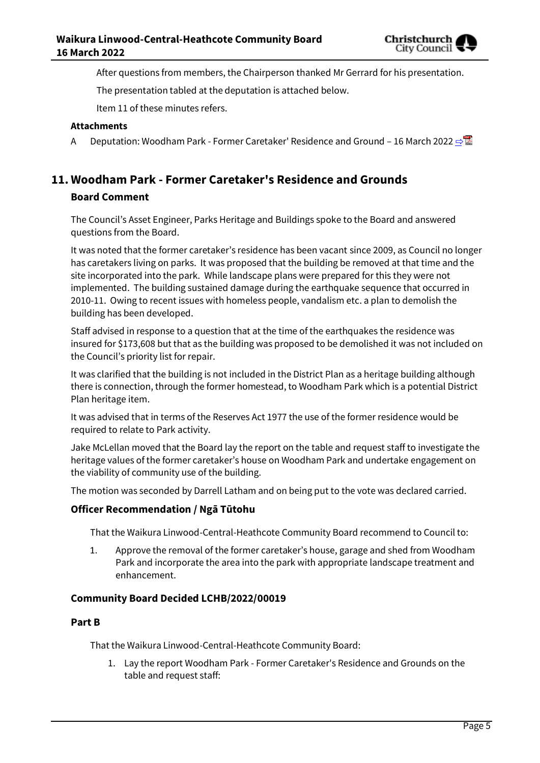After questions from members, the Chairperson thanked Mr Gerrard for his presentation.

The presentation tabled at the deputation is attached below.

Item 11 of these minutes refers.

**Attachments**

A Deputation: Woodham Park - Former Caretaker' Residence and Ground – 16 March 2022 ⇨

## 11. Woodham Park - Former Caretaker's Residence and Grounds

### Board Comment

The Council's Asset Engineer, Parks Heritage and Buildings spoke to the Board and answered questions from the Board.

It was noted that the former caretaker's residence has been vacant since 2009, as Council no longer has caretakers living on parks. It was proposed that the building be removed at that time and the site incorporated into the park. While landscape plans were prepared for this they were not implemented. The building sustained damage during the earthquake sequence that occurred in 2010-11. Owing to recent issues with homeless people, vandalism etc. a plan to demolish the building has been developed.

Staff advised in response to a question that at the time of the earthquakes the residence was insured for $173,608 but that as the building was proposed to be demolished it was not included on the Council's priority list for repair.

It was clarified that the building is not included in the District Plan as a heritage building although there is connection, through the former homestead, to Woodham Park which is a potential District Plan heritage item.

It was advised that in terms of the Reserves Act 1977 the use of the former residence would be required to relate to Park activity.

Jake McLellan moved that the Board lay the report on the table and request staff to investigate the heritage values of the former caretaker's house on Woodham Park and undertake engagement on the viability of community use of the building.

The motion was seconded by Darrell Latham and on being put to the vote was declared carried.

### Officer Recommendation / Ngā Tūtohu

That the Waikura Linwood-Central-Heathcote Community Board recommend to Council to:

1. Approve the removal of the former caretaker's house, garage and shed from Woodham Park and incorporate the area into the park with appropriate landscape treatment and enhancement.

### Community Board Decided LCHB/2022/00019

**Part B**

That the Waikura Linwood-Central-Heathcote Community Board:

1. Lay the report Woodham Park - Former Caretaker's Residence and Grounds on the table and request staff: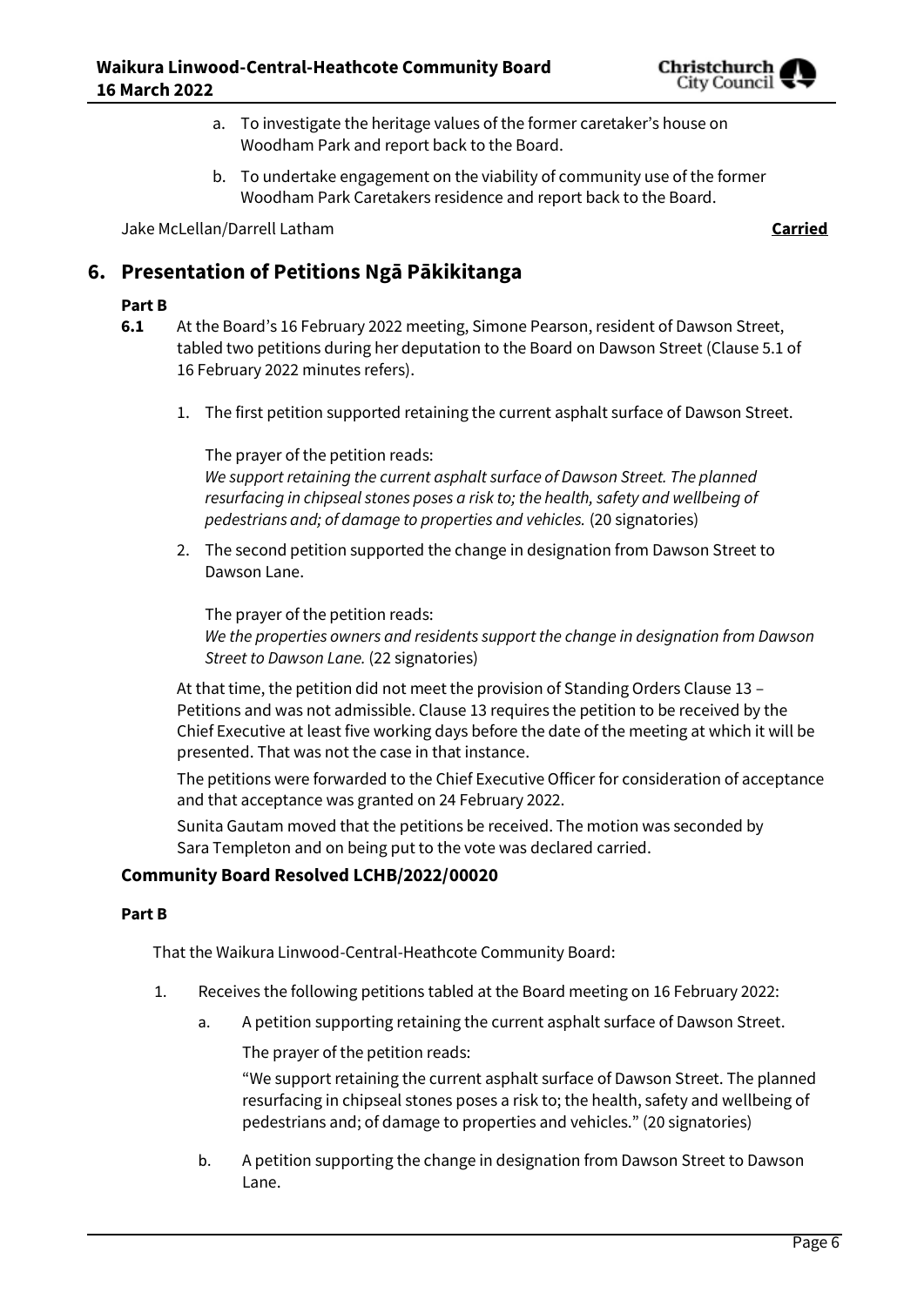a. To investigate the heritage values of the former caretaker's house on Woodham Park and report back to the Board.

b. To undertake engagement on the viability of community use of the former Woodham Park Caretakers residence and report back to the Board.

Jake McLellan/Darrell Latham **Carried**

## 6. Presentation of Petitions Ngā Pākikitanga

**Part B**

**6.1** At the Board's 16 February 2022 meeting, Simone Pearson, resident of Dawson Street, tabled two petitions during her deputation to the Board on Dawson Street (Clause 5.1 of 16 February 2022 minutes refers).

1. The first petition supported retaining the current asphalt surface of Dawson Street.

   The prayer of the petition reads:
   *We support retaining the current asphalt surface of Dawson Street. The planned resurfacing in chipseal stones poses a risk to; the health, safety and wellbeing of pedestrians and; of damage to properties and vehicles.* (20 signatories)

2. The second petition supported the change in designation from Dawson Street to Dawson Lane.

   The prayer of the petition reads:
   *We the properties owners and residents support the change in designation from Dawson Street to Dawson Lane.* (22 signatories)

At that time, the petition did not meet the provision of Standing Orders Clause 13 – Petitions and was not admissible. Clause 13 requires the petition to be received by the Chief Executive at least five working days before the date of the meeting at which it will be presented. That was not the case in that instance.

The petitions were forwarded to the Chief Executive Officer for consideration of acceptance and that acceptance was granted on 24 February 2022.

Sunita Gautam moved that the petitions be received. The motion was seconded by Sara Templeton and on being put to the vote was declared carried.

### Community Board Resolved LCHB/2022/00020

**Part B**

That the Waikura Linwood-Central-Heathcote Community Board:

1. Receives the following petitions tabled at the Board meeting on 16 February 2022:

   a. A petition supporting retaining the current asphalt surface of Dawson Street.

      The prayer of the petition reads:

      "We support retaining the current asphalt surface of Dawson Street. The planned resurfacing in chipseal stones poses a risk to; the health, safety and wellbeing of pedestrians and; of damage to properties and vehicles." (20 signatories)

   b. A petition supporting the change in designation from Dawson Street to Dawson Lane.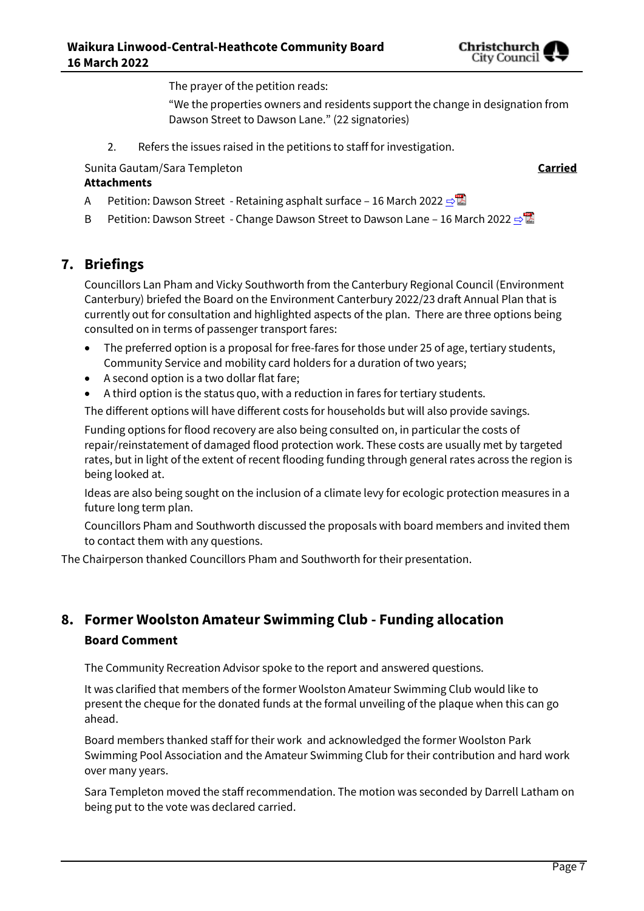The prayer of the petition reads:

"We the properties owners and residents support the change in designation from Dawson Street to Dawson Lane." (22 signatories)

2. Refers the issues raised in the petitions to staff for investigation.

Sunita Gautam/Sara Templeton **Carried**

**Attachments**

A Petition: Dawson Street - Retaining asphalt surface – 16 March 2022

B Petition: Dawson Street - Change Dawson Street to Dawson Lane – 16 March 2022

## 7. Briefings

Councillors Lan Pham and Vicky Southworth from the Canterbury Regional Council (Environment Canterbury) briefed the Board on the Environment Canterbury 2022/23 draft Annual Plan that is currently out for consultation and highlighted aspects of the plan. There are three options being consulted on in terms of passenger transport fares:

- The preferred option is a proposal for free-fares for those under 25 of age, tertiary students, Community Service and mobility card holders for a duration of two years;
- A second option is a two dollar flat fare;
- A third option is the status quo, with a reduction in fares for tertiary students.

The different options will have different costs for households but will also provide savings.

Funding options for flood recovery are also being consulted on, in particular the costs of repair/reinstatement of damaged flood protection work. These costs are usually met by targeted rates, but in light of the extent of recent flooding funding through general rates across the region is being looked at.

Ideas are also being sought on the inclusion of a climate levy for ecologic protection measures in a future long term plan.

Councillors Pham and Southworth discussed the proposals with board members and invited them to contact them with any questions.

The Chairperson thanked Councillors Pham and Southworth for their presentation.

## 8. Former Woolston Amateur Swimming Club - Funding allocation

### Board Comment

The Community Recreation Advisor spoke to the report and answered questions.

It was clarified that members of the former Woolston Amateur Swimming Club would like to present the cheque for the donated funds at the formal unveiling of the plaque when this can go ahead.

Board members thanked staff for their work and acknowledged the former Woolston Park Swimming Pool Association and the Amateur Swimming Club for their contribution and hard work over many years.

Sara Templeton moved the staff recommendation. The motion was seconded by Darrell Latham on being put to the vote was declared carried.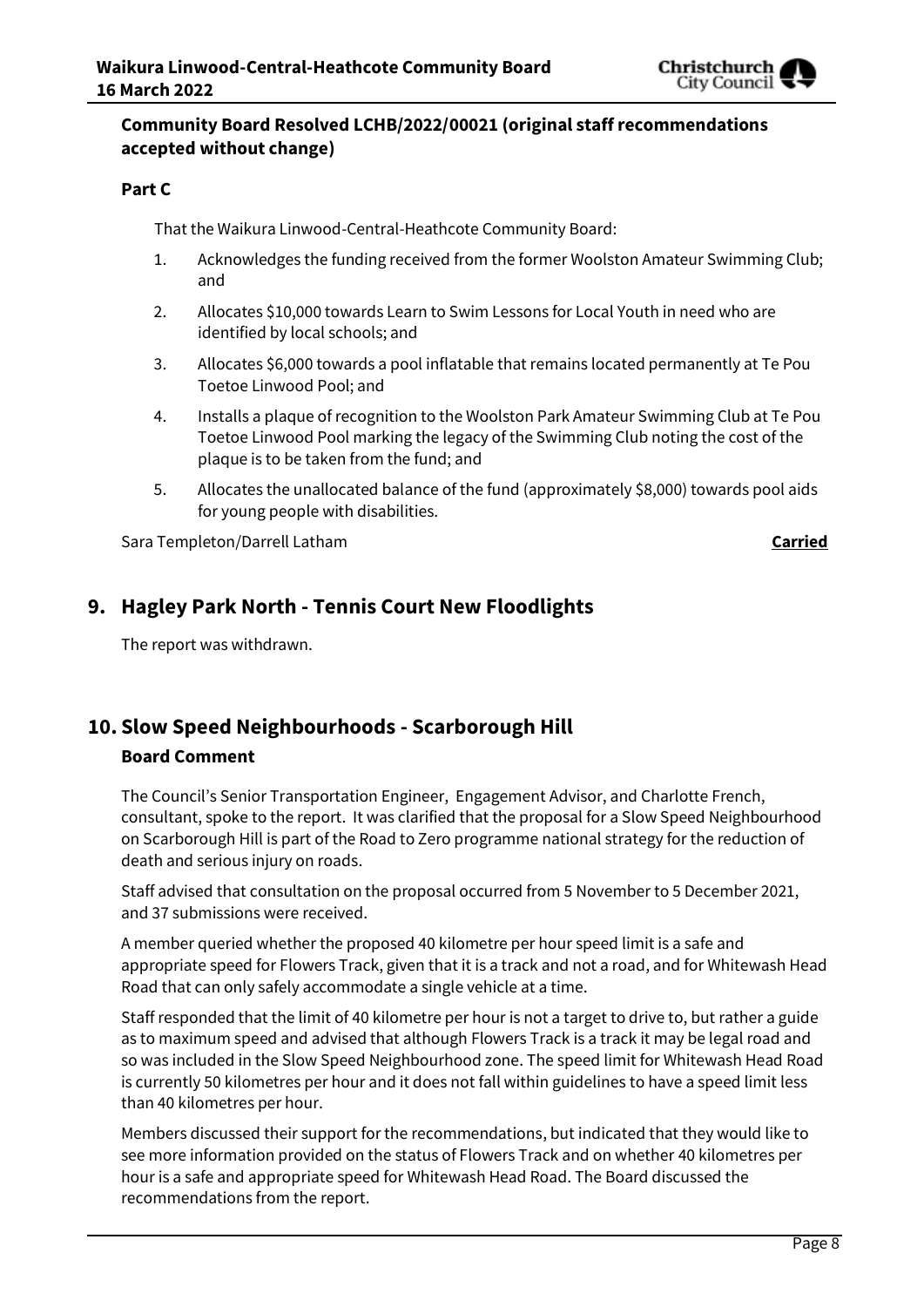**Community Board Resolved LCHB/2022/00021 (original staff recommendations accepted without change)**

**Part C**

That the Waikura Linwood-Central-Heathcote Community Board:

1. Acknowledges the funding received from the former Woolston Amateur Swimming Club; and
2. Allocates $10,000 towards Learn to Swim Lessons for Local Youth in need who are identified by local schools; and
3. Allocates $6,000 towards a pool inflatable that remains located permanently at Te Pou Toetoe Linwood Pool; and
4. Installs a plaque of recognition to the Woolston Park Amateur Swimming Club at Te Pou Toetoe Linwood Pool marking the legacy of the Swimming Club noting the cost of the plaque is to be taken from the fund; and
5. Allocates the unallocated balance of the fund (approximately $8,000) towards pool aids for young people with disabilities.

Sara Templeton/Darrell Latham **Carried**

## 9. Hagley Park North - Tennis Court New Floodlights

The report was withdrawn.

## 10. Slow Speed Neighbourhoods - Scarborough Hill

**Board Comment**

The Council's Senior Transportation Engineer, Engagement Advisor, and Charlotte French, consultant, spoke to the report. It was clarified that the proposal for a Slow Speed Neighbourhood on Scarborough Hill is part of the Road to Zero programme national strategy for the reduction of death and serious injury on roads.

Staff advised that consultation on the proposal occurred from 5 November to 5 December 2021, and 37 submissions were received.

A member queried whether the proposed 40 kilometre per hour speed limit is a safe and appropriate speed for Flowers Track, given that it is a track and not a road, and for Whitewash Head Road that can only safely accommodate a single vehicle at a time.

Staff responded that the limit of 40 kilometre per hour is not a target to drive to, but rather a guide as to maximum speed and advised that although Flowers Track is a track it may be legal road and so was included in the Slow Speed Neighbourhood zone. The speed limit for Whitewash Head Road is currently 50 kilometres per hour and it does not fall within guidelines to have a speed limit less than 40 kilometres per hour.

Members discussed their support for the recommendations, but indicated that they would like to see more information provided on the status of Flowers Track and on whether 40 kilometres per hour is a safe and appropriate speed for Whitewash Head Road. The Board discussed the recommendations from the report.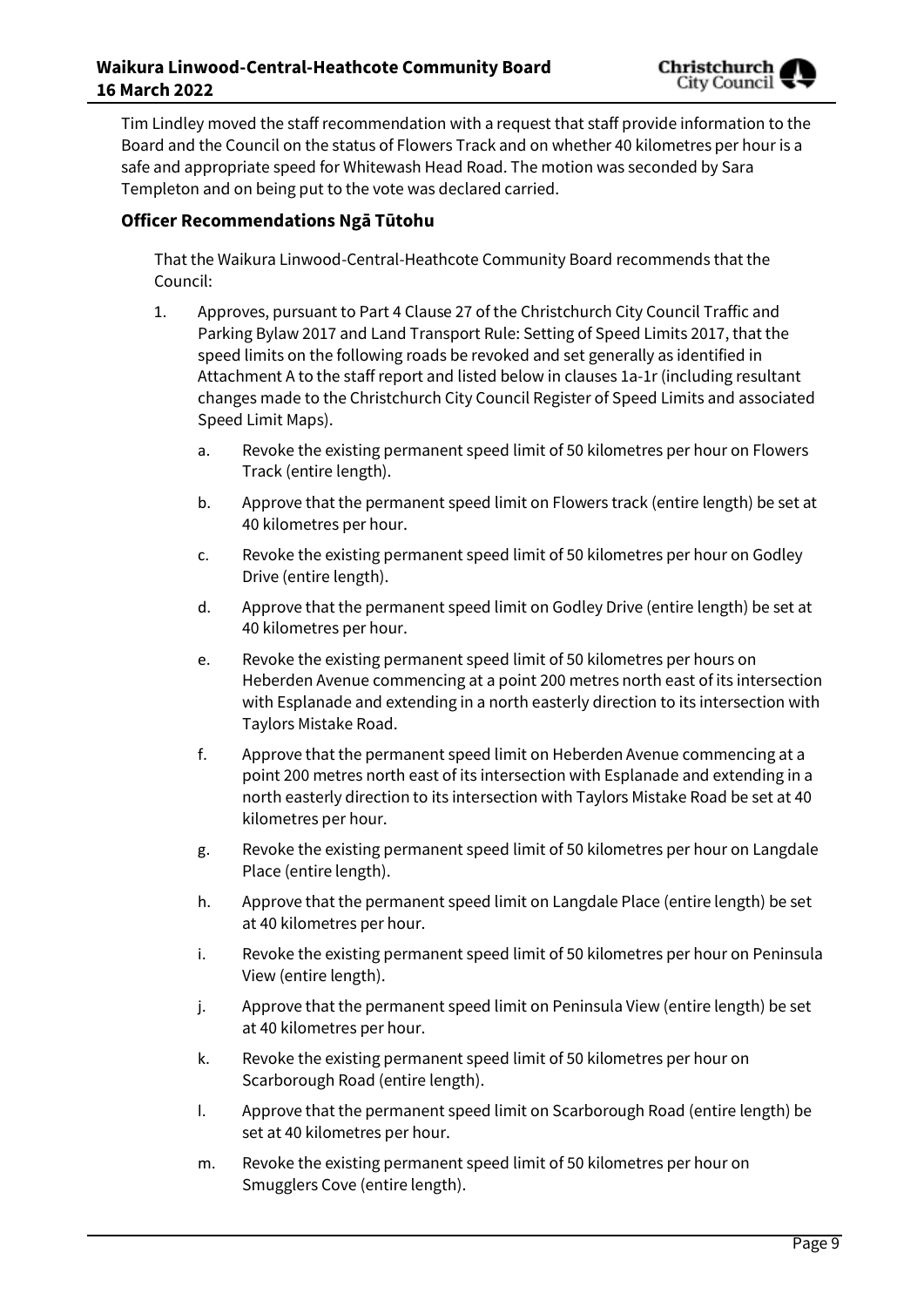Tim Lindley moved the staff recommendation with a request that staff provide information to the Board and the Council on the status of Flowers Track and on whether 40 kilometres per hour is a safe and appropriate speed for Whitewash Head Road. The motion was seconded by Sara Templeton and on being put to the vote was declared carried.

### Officer Recommendations Ngā Tūtohu

That the Waikura Linwood-Central-Heathcote Community Board recommends that the Council:

1. Approves, pursuant to Part 4 Clause 27 of the Christchurch City Council Traffic and Parking Bylaw 2017 and Land Transport Rule: Setting of Speed Limits 2017, that the speed limits on the following roads be revoked and set generally as identified in Attachment A to the staff report and listed below in clauses 1a-1r (including resultant changes made to the Christchurch City Council Register of Speed Limits and associated Speed Limit Maps).
   a. Revoke the existing permanent speed limit of 50 kilometres per hour on Flowers Track (entire length).
   b. Approve that the permanent speed limit on Flowers track (entire length) be set at 40 kilometres per hour.
   c. Revoke the existing permanent speed limit of 50 kilometres per hour on Godley Drive (entire length).
   d. Approve that the permanent speed limit on Godley Drive (entire length) be set at 40 kilometres per hour.
   e. Revoke the existing permanent speed limit of 50 kilometres per hours on Heberden Avenue commencing at a point 200 metres north east of its intersection with Esplanade and extending in a north easterly direction to its intersection with Taylors Mistake Road.
   f. Approve that the permanent speed limit on Heberden Avenue commencing at a point 200 metres north east of its intersection with Esplanade and extending in a north easterly direction to its intersection with Taylors Mistake Road be set at 40 kilometres per hour.
   g. Revoke the existing permanent speed limit of 50 kilometres per hour on Langdale Place (entire length).
   h. Approve that the permanent speed limit on Langdale Place (entire length) be set at 40 kilometres per hour.
   i. Revoke the existing permanent speed limit of 50 kilometres per hour on Peninsula View (entire length).
   j. Approve that the permanent speed limit on Peninsula View (entire length) be set at 40 kilometres per hour.
   k. Revoke the existing permanent speed limit of 50 kilometres per hour on Scarborough Road (entire length).
   l. Approve that the permanent speed limit on Scarborough Road (entire length) be set at 40 kilometres per hour.
   m. Revoke the existing permanent speed limit of 50 kilometres per hour on Smugglers Cove (entire length).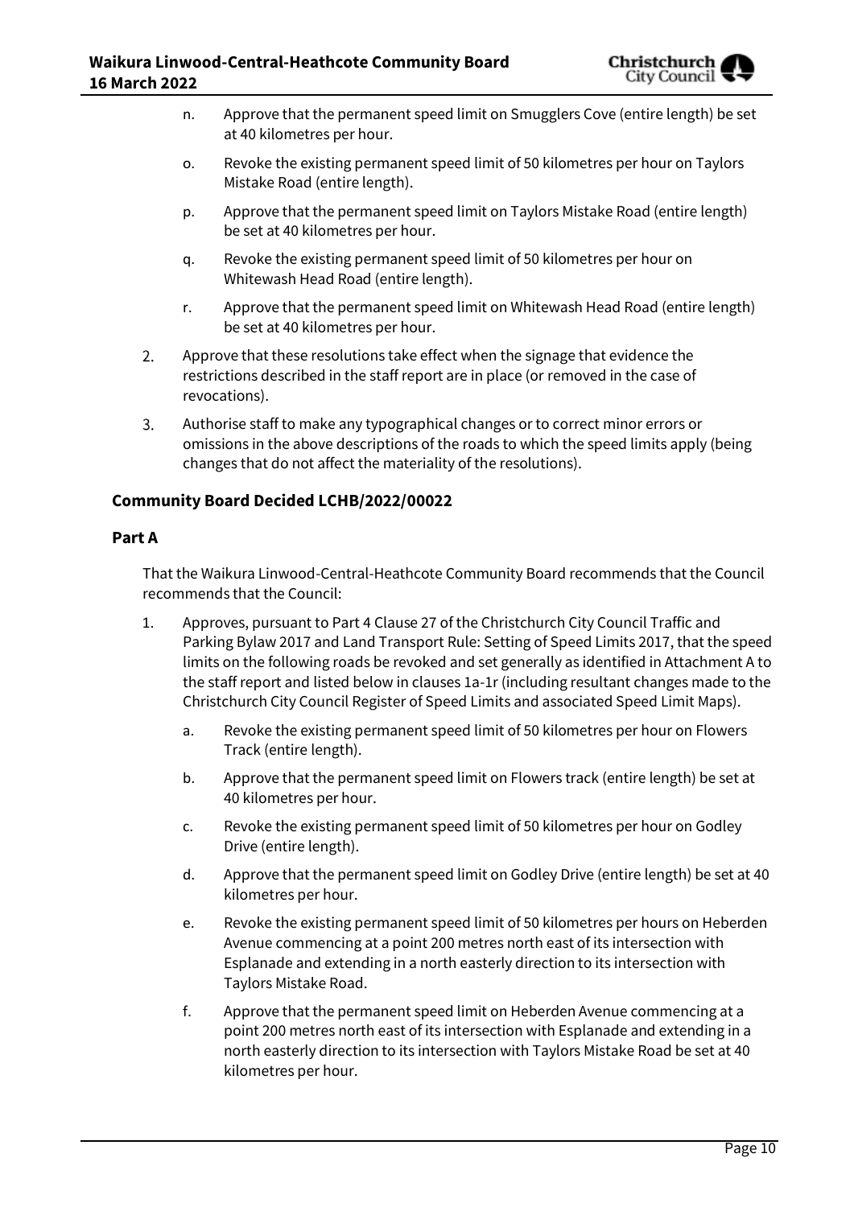n. Approve that the permanent speed limit on Smugglers Cove (entire length) be set at 40 kilometres per hour.

o. Revoke the existing permanent speed limit of 50 kilometres per hour on Taylors Mistake Road (entire length).

p. Approve that the permanent speed limit on Taylors Mistake Road (entire length) be set at 40 kilometres per hour.

q. Revoke the existing permanent speed limit of 50 kilometres per hour on Whitewash Head Road (entire length).

r. Approve that the permanent speed limit on Whitewash Head Road (entire length) be set at 40 kilometres per hour.

2. Approve that these resolutions take effect when the signage that evidence the restrictions described in the staff report are in place (or removed in the case of revocations).

3. Authorise staff to make any typographical changes or to correct minor errors or omissions in the above descriptions of the roads to which the speed limits apply (being changes that do not affect the materiality of the resolutions).

### Community Board Decided LCHB/2022/00022

### Part A

That the Waikura Linwood-Central-Heathcote Community Board recommends that the Council recommends that the Council:

1. Approves, pursuant to Part 4 Clause 27 of the Christchurch City Council Traffic and Parking Bylaw 2017 and Land Transport Rule: Setting of Speed Limits 2017, that the speed limits on the following roads be revoked and set generally as identified in Attachment A to the staff report and listed below in clauses 1a-1r (including resultant changes made to the Christchurch City Council Register of Speed Limits and associated Speed Limit Maps).

   a. Revoke the existing permanent speed limit of 50 kilometres per hour on Flowers Track (entire length).

   b. Approve that the permanent speed limit on Flowers track (entire length) be set at 40 kilometres per hour.

   c. Revoke the existing permanent speed limit of 50 kilometres per hour on Godley Drive (entire length).

   d. Approve that the permanent speed limit on Godley Drive (entire length) be set at 40 kilometres per hour.

   e. Revoke the existing permanent speed limit of 50 kilometres per hours on Heberden Avenue commencing at a point 200 metres north east of its intersection with Esplanade and extending in a north easterly direction to its intersection with Taylors Mistake Road.

   f. Approve that the permanent speed limit on Heberden Avenue commencing at a point 200 metres north east of its intersection with Esplanade and extending in a north easterly direction to its intersection with Taylors Mistake Road be set at 40 kilometres per hour.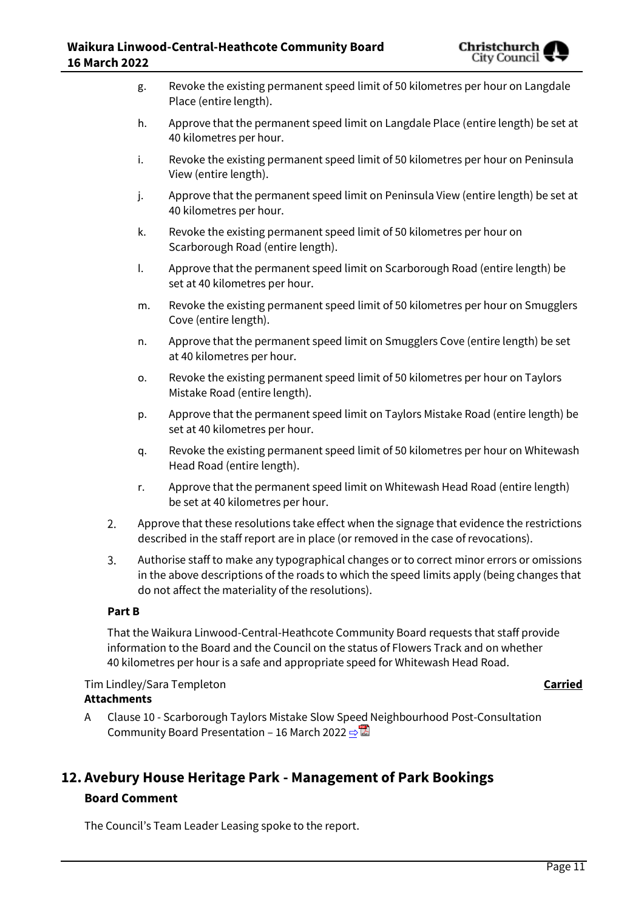g. Revoke the existing permanent speed limit of 50 kilometres per hour on Langdale Place (entire length).

h. Approve that the permanent speed limit on Langdale Place (entire length) be set at 40 kilometres per hour.

i. Revoke the existing permanent speed limit of 50 kilometres per hour on Peninsula View (entire length).

j. Approve that the permanent speed limit on Peninsula View (entire length) be set at 40 kilometres per hour.

k. Revoke the existing permanent speed limit of 50 kilometres per hour on Scarborough Road (entire length).

l. Approve that the permanent speed limit on Scarborough Road (entire length) be set at 40 kilometres per hour.

m. Revoke the existing permanent speed limit of 50 kilometres per hour on Smugglers Cove (entire length).

n. Approve that the permanent speed limit on Smugglers Cove (entire length) be set at 40 kilometres per hour.

o. Revoke the existing permanent speed limit of 50 kilometres per hour on Taylors Mistake Road (entire length).

p. Approve that the permanent speed limit on Taylors Mistake Road (entire length) be set at 40 kilometres per hour.

q. Revoke the existing permanent speed limit of 50 kilometres per hour on Whitewash Head Road (entire length).

r. Approve that the permanent speed limit on Whitewash Head Road (entire length) be set at 40 kilometres per hour.

2. Approve that these resolutions take effect when the signage that evidence the restrictions described in the staff report are in place (or removed in the case of revocations).

3. Authorise staff to make any typographical changes or to correct minor errors or omissions in the above descriptions of the roads to which the speed limits apply (being changes that do not affect the materiality of the resolutions).

**Part B**

That the Waikura Linwood-Central-Heathcote Community Board requests that staff provide information to the Board and the Council on the status of Flowers Track and on whether 40 kilometres per hour is a safe and appropriate speed for Whitewash Head Road.

Tim Lindley/Sara Templeton **Carried**

**Attachments**

A Clause 10 - Scarborough Taylors Mistake Slow Speed Neighbourhood Post-Consultation Community Board Presentation – 16 March 2022

## 12. Avebury House Heritage Park - Management of Park Bookings

### Board Comment

The Council's Team Leader Leasing spoke to the report.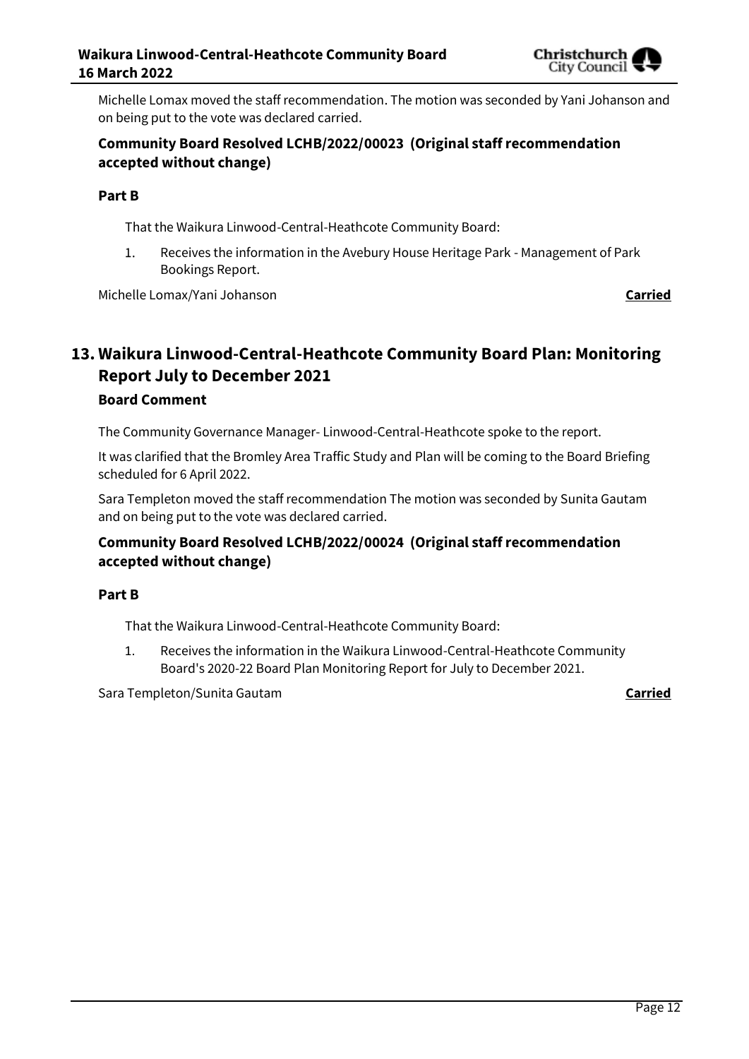Michelle Lomax moved the staff recommendation. The motion was seconded by Yani Johanson and on being put to the vote was declared carried.

### Community Board Resolved LCHB/2022/00023 (Original staff recommendation accepted without change)

**Part B**

That the Waikura Linwood-Central-Heathcote Community Board:

1. Receives the information in the Avebury House Heritage Park - Management of Park Bookings Report.

Michelle Lomax/Yani Johanson **Carried**

## 13. Waikura Linwood-Central-Heathcote Community Board Plan: Monitoring Report July to December 2021

### Board Comment

The Community Governance Manager- Linwood-Central-Heathcote spoke to the report.

It was clarified that the Bromley Area Traffic Study and Plan will be coming to the Board Briefing scheduled for 6 April 2022.

Sara Templeton moved the staff recommendation The motion was seconded by Sunita Gautam and on being put to the vote was declared carried.

### Community Board Resolved LCHB/2022/00024 (Original staff recommendation accepted without change)

**Part B**

That the Waikura Linwood-Central-Heathcote Community Board:

1. Receives the information in the Waikura Linwood-Central-Heathcote Community Board's 2020-22 Board Plan Monitoring Report for July to December 2021.

Sara Templeton/Sunita Gautam **Carried**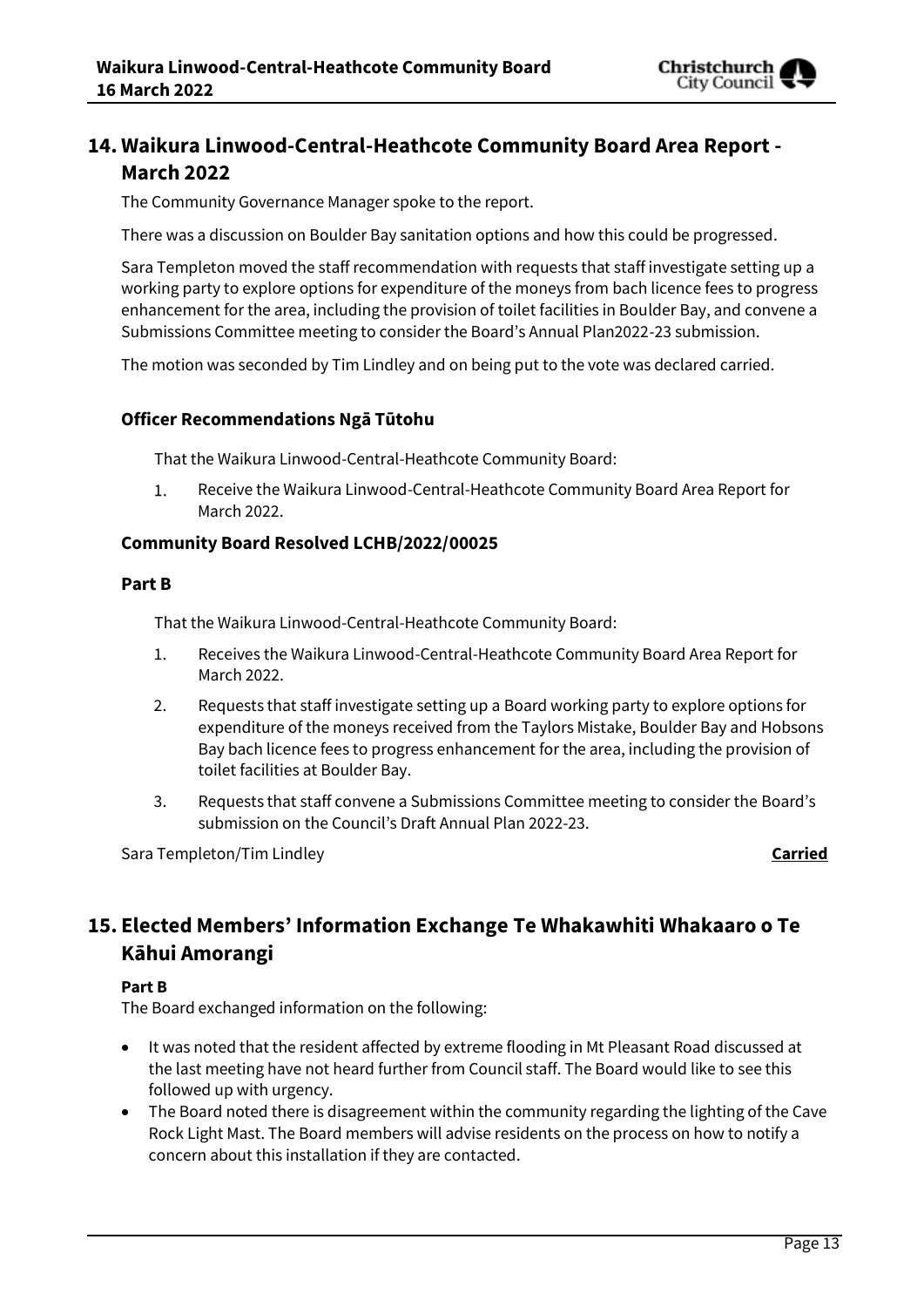## 14. Waikura Linwood-Central-Heathcote Community Board Area Report - March 2022

The Community Governance Manager spoke to the report.

There was a discussion on Boulder Bay sanitation options and how this could be progressed.

Sara Templeton moved the staff recommendation with requests that staff investigate setting up a working party to explore options for expenditure of the moneys from bach licence fees to progress enhancement for the area, including the provision of toilet facilities in Boulder Bay, and convene a Submissions Committee meeting to consider the Board's Annual Plan2022-23 submission.

The motion was seconded by Tim Lindley and on being put to the vote was declared carried.

### Officer Recommendations Ngā Tūtohu

That the Waikura Linwood-Central-Heathcote Community Board:

1. Receive the Waikura Linwood-Central-Heathcote Community Board Area Report for March 2022.

### Community Board Resolved LCHB/2022/00025

**Part B**

That the Waikura Linwood-Central-Heathcote Community Board:

1. Receives the Waikura Linwood-Central-Heathcote Community Board Area Report for March 2022.
2. Requests that staff investigate setting up a Board working party to explore options for expenditure of the moneys received from the Taylors Mistake, Boulder Bay and Hobsons Bay bach licence fees to progress enhancement for the area, including the provision of toilet facilities at Boulder Bay.
3. Requests that staff convene a Submissions Committee meeting to consider the Board's submission on the Council's Draft Annual Plan 2022-23.

Sara Templeton/Tim Lindley **Carried**

## 15. Elected Members' Information Exchange Te Whakawhiti Whakaaro o Te Kāhui Amorangi

**Part B**

The Board exchanged information on the following:

- It was noted that the resident affected by extreme flooding in Mt Pleasant Road discussed at the last meeting have not heard further from Council staff. The Board would like to see this followed up with urgency.
- The Board noted there is disagreement within the community regarding the lighting of the Cave Rock Light Mast. The Board members will advise residents on the process on how to notify a concern about this installation if they are contacted.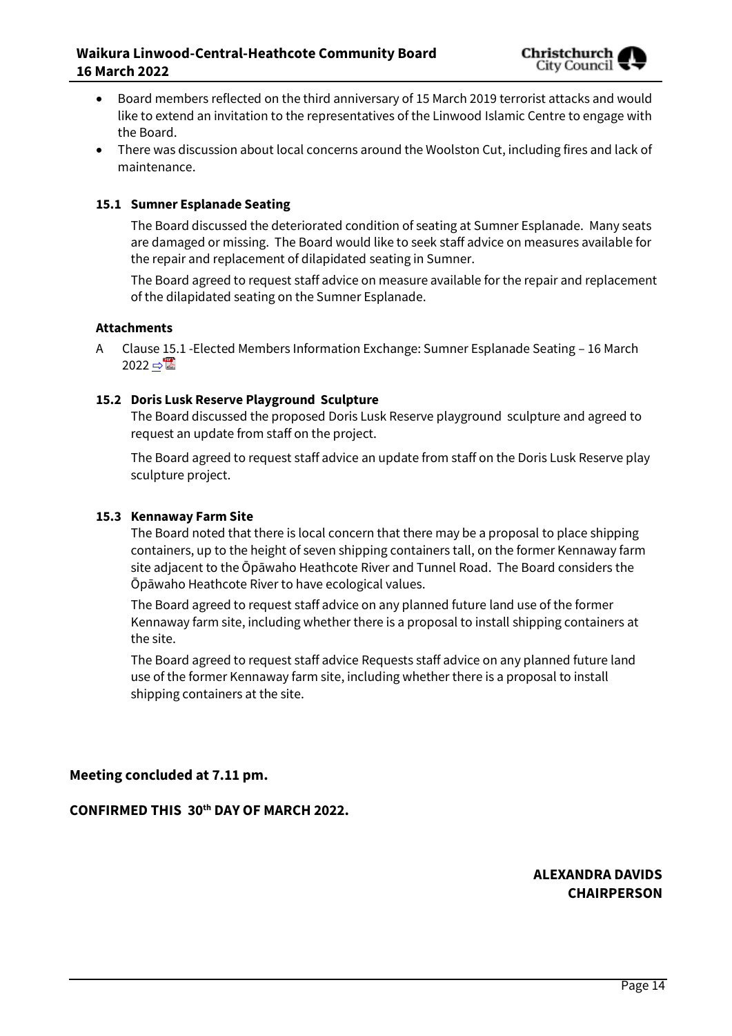- Board members reflected on the third anniversary of 15 March 2019 terrorist attacks and would like to extend an invitation to the representatives of the Linwood Islamic Centre to engage with the Board.
- There was discussion about local concerns around the Woolston Cut, including fires and lack of maintenance.

### 15.1 Sumner Esplanade Seating

The Board discussed the deteriorated condition of seating at Sumner Esplanade. Many seats are damaged or missing. The Board would like to seek staff advice on measures available for the repair and replacement of dilapidated seating in Sumner.

The Board agreed to request staff advice on measure available for the repair and replacement of the dilapidated seating on the Sumner Esplanade.

#### Attachments

A Clause 15.1 -Elected Members Information Exchange: Sumner Esplanade Seating – 16 March 2022 ⇨

### 15.2 Doris Lusk Reserve Playground Sculpture

The Board discussed the proposed Doris Lusk Reserve playground sculpture and agreed to request an update from staff on the project.

The Board agreed to request staff advice an update from staff on the Doris Lusk Reserve play sculpture project.

### 15.3 Kennaway Farm Site

The Board noted that there is local concern that there may be a proposal to place shipping containers, up to the height of seven shipping containers tall, on the former Kennaway farm site adjacent to the Ōpāwaho Heathcote River and Tunnel Road. The Board considers the Ōpāwaho Heathcote River to have ecological values.

The Board agreed to request staff advice on any planned future land use of the former Kennaway farm site, including whether there is a proposal to install shipping containers at the site.

The Board agreed to request staff advice Requests staff advice on any planned future land use of the former Kennaway farm site, including whether there is a proposal to install shipping containers at the site.

**Meeting concluded at 7.11 pm.**

**CONFIRMED THIS 30th DAY OF MARCH 2022.**

**ALEXANDRA DAVIDS**
**CHAIRPERSON**